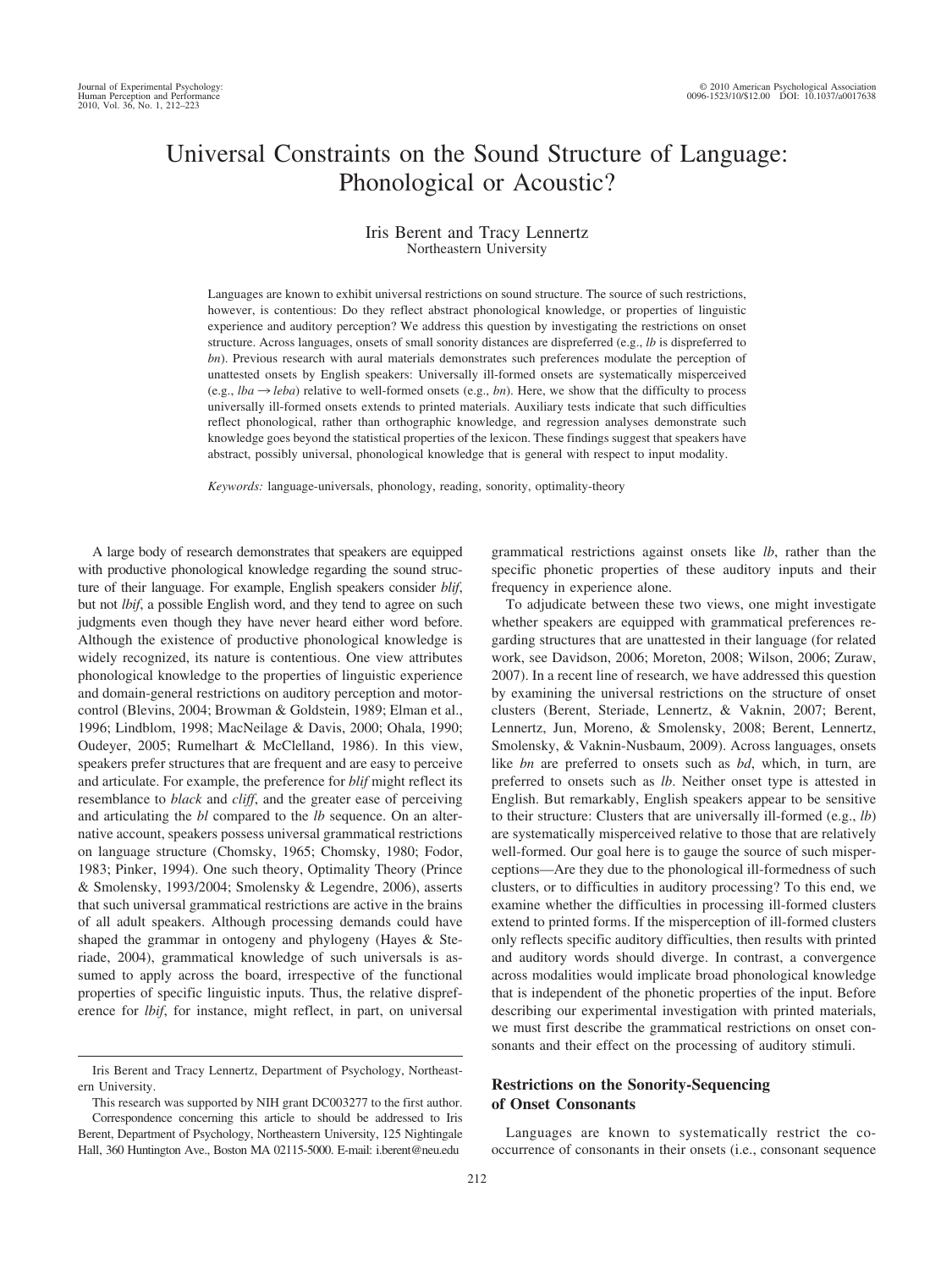# Universal Constraints on the Sound Structure of Language: Phonological or Acoustic?

Iris Berent and Tracy Lennertz
Northeastern University

Languages are known to exhibit universal restrictions on sound structure. The source of such restrictions, however, is contentious: Do they reflect abstract phonological knowledge, or properties of linguistic experience and auditory perception? We address this question by investigating the restrictions on onset structure. Across languages, onsets of small sonority distances are dispreferred (e.g., *lb* is dispreferred to *bn*). Previous research with aural materials demonstrates such preferences modulate the perception of unattested onsets by English speakers: Universally ill-formed onsets are systematically misperceived (e.g., *lba* → *leba*) relative to well-formed onsets (e.g., *bn*). Here, we show that the difficulty to process universally ill-formed onsets extends to printed materials. Auxiliary tests indicate that such difficulties reflect phonological, rather than orthographic knowledge, and regression analyses demonstrate such knowledge goes beyond the statistical properties of the lexicon. These findings suggest that speakers have abstract, possibly universal, phonological knowledge that is general with respect to input modality.

*Keywords:* language-universals, phonology, reading, sonority, optimality-theory

A large body of research demonstrates that speakers are equipped with productive phonological knowledge regarding the sound structure of their language. For example, English speakers consider *blif*, but not *lbif*, a possible English word, and they tend to agree on such judgments even though they have never heard either word before. Although the existence of productive phonological knowledge is widely recognized, its nature is contentious. One view attributes phonological knowledge to the properties of linguistic experience and domain-general restrictions on auditory perception and motor-control (Blevins, 2004; Browman & Goldstein, 1989; Elman et al., 1996; Lindblom, 1998; MacNeilage & Davis, 2000; Ohala, 1990; Oudeyer, 2005; Rumelhart & McClelland, 1986). In this view, speakers prefer structures that are frequent and are easy to perceive and articulate. For example, the preference for *blif* might reflect its resemblance to *black* and *cliff*, and the greater ease of perceiving and articulating the *bl* compared to the *lb* sequence. On an alternative account, speakers possess universal grammatical restrictions on language structure (Chomsky, 1965; Chomsky, 1980; Fodor, 1983; Pinker, 1994). One such theory, Optimality Theory (Prince & Smolensky, 1993/2004; Smolensky & Legendre, 2006), asserts that such universal grammatical restrictions are active in the brains of all adult speakers. Although processing demands could have shaped the grammar in ontogeny and phylogeny (Hayes & Steriade, 2004), grammatical knowledge of such universals is assumed to apply across the board, irrespective of the functional properties of specific linguistic inputs. Thus, the relative dispreference for *lbif*, for instance, might reflect, in part, on universal grammatical restrictions against onsets like *lb*, rather than the specific phonetic properties of these auditory inputs and their frequency in experience alone.

To adjudicate between these two views, one might investigate whether speakers are equipped with grammatical preferences regarding structures that are unattested in their language (for related work, see Davidson, 2006; Moreton, 2008; Wilson, 2006; Zuraw, 2007). In a recent line of research, we have addressed this question by examining the universal restrictions on the structure of onset clusters (Berent, Steriade, Lennertz, & Vaknin, 2007; Berent, Lennertz, Jun, Moreno, & Smolensky, 2008; Berent, Lennertz, Smolensky, & Vaknin-Nusbaum, 2009). Across languages, onsets like *bn* are preferred to onsets such as *bd*, which, in turn, are preferred to onsets such as *lb*. Neither onset type is attested in English. But remarkably, English speakers appear to be sensitive to their structure: Clusters that are universally ill-formed (e.g., *lb*) are systematically misperceived relative to those that are relatively well-formed. Our goal here is to gauge the source of such misperceptions—Are they due to the phonological ill-formedness of such clusters, or to difficulties in auditory processing? To this end, we examine whether the difficulties in processing ill-formed clusters extend to printed forms. If the misperception of ill-formed clusters only reflects specific auditory difficulties, then results with printed and auditory words should diverge. In contrast, a convergence across modalities would implicate broad phonological knowledge that is independent of the phonetic properties of the input. Before describing our experimental investigation with printed materials, we must first describe the grammatical restrictions on onset consonants and their effect on the processing of auditory stimuli.

## Restrictions on the Sonority-Sequencing of Onset Consonants

Languages are known to systematically restrict the co-occurrence of consonants in their onsets (i.e., consonant sequence

---

Iris Berent and Tracy Lennertz, Department of Psychology, Northeastern University.

This research was supported by NIH grant DC003277 to the first author.

Correspondence concerning this article should be addressed to Iris Berent, Department of Psychology, Northeastern University, 125 Nightingale Hall, 360 Huntington Ave., Boston MA 02115-5000. E-mail: i.berent@neu.edu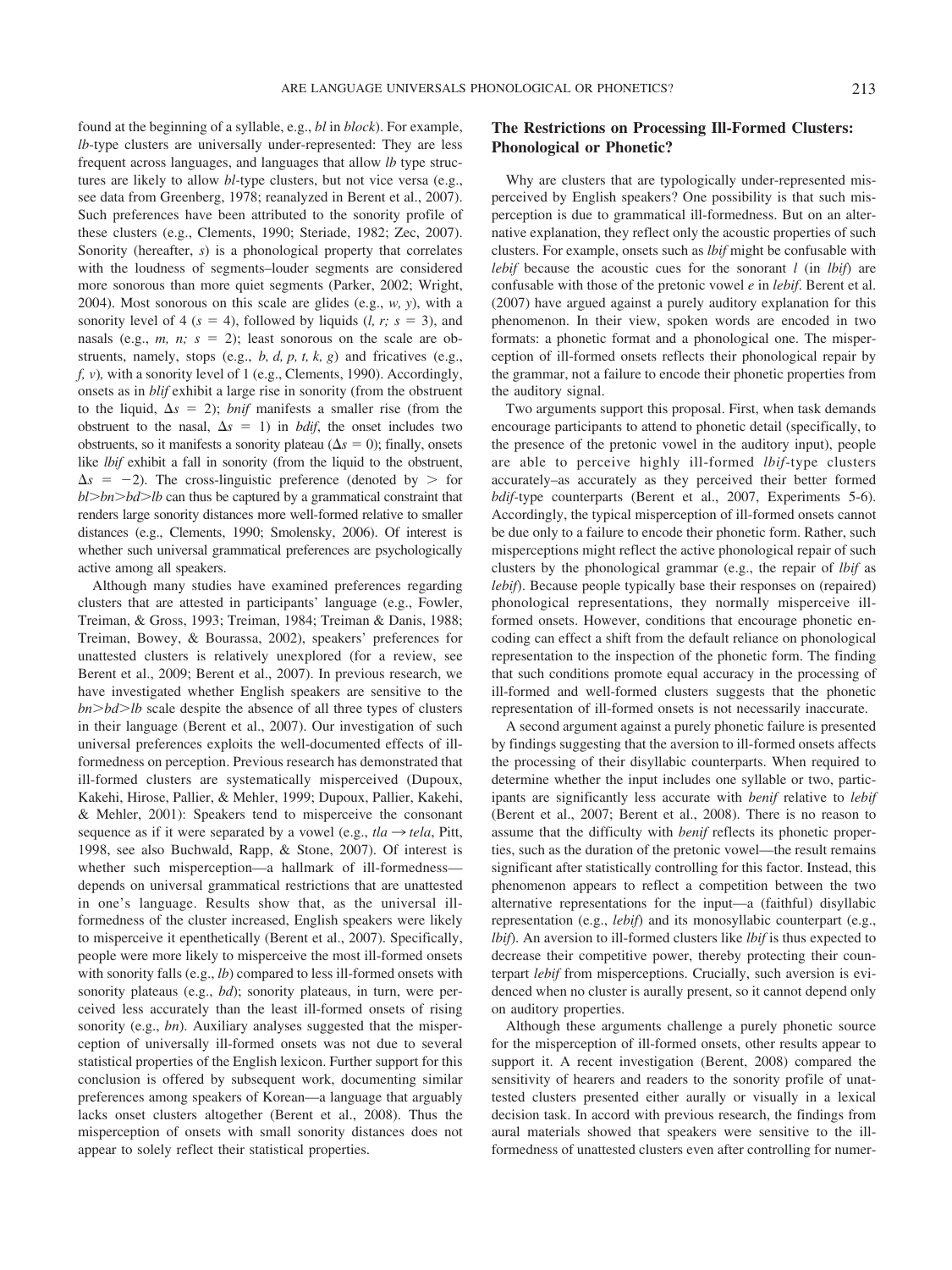found at the beginning of a syllable, e.g., *bl* in *block*). For example, *lb*-type clusters are universally under-represented: They are less frequent across languages, and languages that allow *lb* type structures are likely to allow *bl*-type clusters, but not vice versa (e.g., see data from Greenberg, 1978; reanalyzed in Berent et al., 2007). Such preferences have been attributed to the sonority profile of these clusters (e.g., Clements, 1990; Steriade, 1982; Zec, 2007). Sonority (hereafter, *s*) is a phonological property that correlates with the loudness of segments–louder segments are considered more sonorous than more quiet segments (Parker, 2002; Wright, 2004). Most sonorous on this scale are glides (e.g., *w, y*), with a sonority level of 4 ($s = 4$), followed by liquids (*l, r;* $s = 3$), and nasals (e.g., *m, n;* $s = 2$); least sonorous on the scale are obstruents, namely, stops (e.g., *b, d, p, t, k, g*) and fricatives (e.g., *f, v*), with a sonority level of 1 (e.g., Clements, 1990). Accordingly, onsets as in *blif* exhibit a large rise in sonority (from the obstruent to the liquid, $\Delta s = 2$); *bnif* manifests a smaller rise (from the obstruent to the nasal, $\Delta s = 1$) in *bdif*, the onset includes two obstruents, so it manifests a sonority plateau ($\Delta s = 0$); finally, onsets like *lbif* exhibit a fall in sonority (from the liquid to the obstruent, $\Delta s = -2$). The cross-linguistic preference (denoted by $>$ for *bl*>*bn*>*bd*>*lb* can thus be captured by a grammatical constraint that renders large sonority distances more well-formed relative to smaller distances (e.g., Clements, 1990; Smolensky, 2006). Of interest is whether such universal grammatical preferences are psychologically active among all speakers.

Although many studies have examined preferences regarding clusters that are attested in participants' language (e.g., Fowler, Treiman, & Gross, 1993; Treiman, 1984; Treiman & Danis, 1988; Treiman, Bowey, & Bourassa, 2002), speakers' preferences for unattested clusters is relatively unexplored (for a review, see Berent et al., 2009; Berent et al., 2007). In previous research, we have investigated whether English speakers are sensitive to the *bn*>*bd*>*lb* scale despite the absence of all three types of clusters in their language (Berent et al., 2007). Our investigation of such universal preferences exploits the well-documented effects of ill-formedness on perception. Previous research has demonstrated that ill-formed clusters are systematically misperceived (Dupoux, Kakehi, Hirose, Pallier, & Mehler, 1999; Dupoux, Pallier, Kakehi, & Mehler, 2001): Speakers tend to misperceive the consonant sequence as if it were separated by a vowel (e.g., *tla* → *tela*, Pitt, 1998, see also Buchwald, Rapp, & Stone, 2007). Of interest is whether such misperception—a hallmark of ill-formedness—depends on universal grammatical restrictions that are unattested in one's language. Results show that, as the universal ill-formedness of the cluster increased, English speakers were likely to misperceive it epenthetically (Berent et al., 2007). Specifically, people were more likely to misperceive the most ill-formed onsets with sonority falls (e.g., *lb*) compared to less ill-formed onsets with sonority plateaus (e.g., *bd*); sonority plateaus, in turn, were perceived less accurately than the least ill-formed onsets of rising sonority (e.g., *bn*). Auxiliary analyses suggested that the misperception of universally ill-formed onsets was not due to several statistical properties of the English lexicon. Further support for this conclusion is offered by subsequent work, documenting similar preferences among speakers of Korean—a language that arguably lacks onset clusters altogether (Berent et al., 2008). Thus the misperception of onsets with small sonority distances does not appear to solely reflect their statistical properties.

## The Restrictions on Processing Ill-Formed Clusters: Phonological or Phonetic?

Why are clusters that are typologically under-represented misperceived by English speakers? One possibility is that such misperception is due to grammatical ill-formedness. But on an alternative explanation, they reflect only the acoustic properties of such clusters. For example, onsets such as *lbif* might be confusable with *lebif* because the acoustic cues for the sonorant *l* (in *lbif*) are confusable with those of the pretonic vowel *e* in *lebif*. Berent et al. (2007) have argued against a purely auditory explanation for this phenomenon. In their view, spoken words are encoded in two formats: a phonetic format and a phonological one. The misperception of ill-formed onsets reflects their phonological repair by the grammar, not a failure to encode their phonetic properties from the auditory signal.

Two arguments support this proposal. First, when task demands encourage participants to attend to phonetic detail (specifically, to the presence of the pretonic vowel in the auditory input), people are able to perceive highly ill-formed *lbif*-type clusters accurately–as accurately as they perceived their better formed *bdif*-type counterparts (Berent et al., 2007, Experiments 5-6). Accordingly, the typical misperception of ill-formed onsets cannot be due only to a failure to encode their phonetic form. Rather, such misperceptions might reflect the active phonological repair of such clusters by the phonological grammar (e.g., the repair of *lbif* as *lebif*). Because people typically base their responses on (repaired) phonological representations, they normally misperceive ill-formed onsets. However, conditions that encourage phonetic encoding can effect a shift from the default reliance on phonological representation to the inspection of the phonetic form. The finding that such conditions promote equal accuracy in the processing of ill-formed and well-formed clusters suggests that the phonetic representation of ill-formed onsets is not necessarily inaccurate.

A second argument against a purely phonetic failure is presented by findings suggesting that the aversion to ill-formed onsets affects the processing of their disyllabic counterparts. When required to determine whether the input includes one syllable or two, participants are significantly less accurate with *benif* relative to *lebif* (Berent et al., 2007; Berent et al., 2008). There is no reason to assume that the difficulty with *benif* reflects its phonetic properties, such as the duration of the pretonic vowel—the result remains significant after statistically controlling for this factor. Instead, this phenomenon appears to reflect a competition between the two alternative representations for the input—a (faithful) disyllabic representation (e.g., *lebif*) and its monosyllabic counterpart (e.g., *lbif*). An aversion to ill-formed clusters like *lbif* is thus expected to decrease their competitive power, thereby protecting their counterpart *lebif* from misperceptions. Crucially, such aversion is evidenced when no cluster is aurally present, so it cannot depend only on auditory properties.

Although these arguments challenge a purely phonetic source for the misperception of ill-formed onsets, other results appear to support it. A recent investigation (Berent, 2008) compared the sensitivity of hearers and readers to the sonority profile of unattested clusters presented either aurally or visually in a lexical decision task. In accord with previous research, the findings from aural materials showed that speakers were sensitive to the ill-formedness of unattested clusters even after controlling for numer-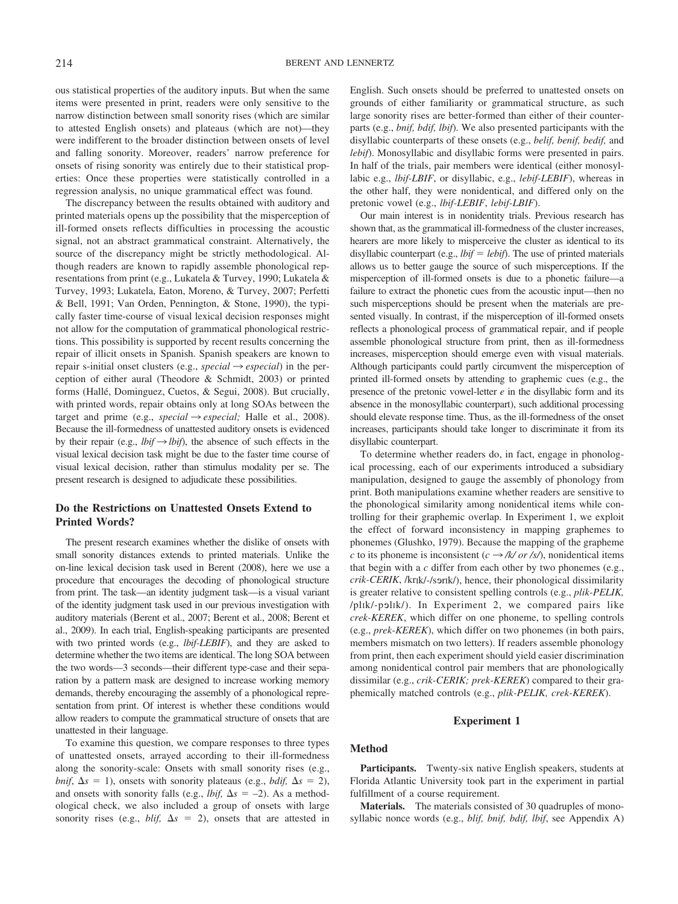ous statistical properties of the auditory inputs. But when the same items were presented in print, readers were only sensitive to the narrow distinction between small sonority rises (which are similar to attested English onsets) and plateaus (which are not)—they were indifferent to the broader distinction between onsets of level and falling sonority. Moreover, readers' narrow preference for onsets of rising sonority was entirely due to their statistical properties: Once these properties were statistically controlled in a regression analysis, no unique grammatical effect was found.

The discrepancy between the results obtained with auditory and printed materials opens up the possibility that the misperception of ill-formed onsets reflects difficulties in processing the acoustic signal, not an abstract grammatical constraint. Alternatively, the source of the discrepancy might be strictly methodological. Although readers are known to rapidly assemble phonological representations from print (e.g., Lukatela & Turvey, 1990; Lukatela & Turvey, 1993; Lukatela, Eaton, Moreno, & Turvey, 2007; Perfetti & Bell, 1991; Van Orden, Pennington, & Stone, 1990), the typically faster time-course of visual lexical decision responses might not allow for the computation of grammatical phonological restrictions. This possibility is supported by recent results concerning the repair of illicit onsets in Spanish. Spanish speakers are known to repair s-initial onset clusters (e.g., *special* → *especial*) in the perception of either aural (Theodore & Schmidt, 2003) or printed forms (Hallé, Dominguez, Cuetos, & Segui, 2008). But crucially, with printed words, repair obtains only at long SOAs between the target and prime (e.g., *special* → *especial;* Halle et al., 2008). Because the ill-formedness of unattested auditory onsets is evidenced by their repair (e.g., *lbif* → *lbif*), the absence of such effects in the visual lexical decision task might be due to the faster time course of visual lexical decision, rather than stimulus modality per se. The present research is designed to adjudicate these possibilities.

## Do the Restrictions on Unattested Onsets Extend to Printed Words?

The present research examines whether the dislike of onsets with small sonority distances extends to printed materials. Unlike the on-line lexical decision task used in Berent (2008), here we use a procedure that encourages the decoding of phonological structure from print. The task—an identity judgment task—is a visual variant of the identity judgment task used in our previous investigation with auditory materials (Berent et al., 2007; Berent et al., 2008; Berent et al., 2009). In each trial, English-speaking participants are presented with two printed words (e.g., *lbif-LEBIF*), and they are asked to determine whether the two items are identical. The long SOA between the two words—3 seconds—their different type-case and their separation by a pattern mask are designed to increase working memory demands, thereby encouraging the assembly of a phonological representation from print. Of interest is whether these conditions would allow readers to compute the grammatical structure of onsets that are unattested in their language.

To examine this question, we compare responses to three types of unattested onsets, arrayed according to their ill-formedness along the sonority-scale: Onsets with small sonority rises (e.g., *bnif*, $\Delta s = 1$), onsets with sonority plateaus (e.g., *bdif,* $\Delta s = 2$), and onsets with sonority falls (e.g., *lbif,* $\Delta s = -2$). As a methodological check, we also included a group of onsets with large sonority rises (e.g., *blif,* $\Delta s = 2$), onsets that are attested in English. Such onsets should be preferred to unattested onsets on grounds of either familiarity or grammatical structure, as such large sonority rises are better-formed than either of their counterparts (e.g., *bnif, bdif, lbif*). We also presented participants with the disyllabic counterparts of these onsets (e.g., *belif, benif, bedif,* and *lebif*). Monosyllabic and disyllabic forms were presented in pairs. In half of the trials, pair members were identical (either monosyllabic e.g., *lbif-LBIF*, or disyllabic, e.g., *lebif-LEBIF*), whereas in the other half, they were nonidentical, and differed only on the pretonic vowel (e.g., *lbif-LEBIF*, *lebif-LBIF*).

Our main interest is in nonidentity trials. Previous research has shown that, as the grammatical ill-formedness of the cluster increases, hearers are more likely to misperceive the cluster as identical to its disyllabic counterpart (e.g., *lbif* = *lebif*). The use of printed materials allows us to better gauge the source of such misperceptions. If the misperception of ill-formed onsets is due to a phonetic failure—a failure to extract the phonetic cues from the acoustic input—then no such misperceptions should be present when the materials are presented visually. In contrast, if the misperception of ill-formed onsets reflects a phonological process of grammatical repair, and if people assemble phonological structure from print, then as ill-formedness increases, misperception should emerge even with visual materials. Although participants could partly circumvent the misperception of printed ill-formed onsets by attending to graphemic cues (e.g., the presence of the pretonic vowel-letter *e* in the disyllabic form and its absence in the monosyllabic counterpart), such additional processing should elevate response time. Thus, as the ill-formedness of the onset increases, participants should take longer to discriminate it from its disyllabic counterpart.

To determine whether readers do, in fact, engage in phonological processing, each of our experiments introduced a subsidiary manipulation, designed to gauge the assembly of phonology from print. Both manipulations examine whether readers are sensitive to the phonological similarity among nonidentical items while controlling for their graphemic overlap. In Experiment 1, we exploit the effect of forward inconsistency in mapping graphemes to phonemes (Glushko, 1979). Because the mapping of the grapheme *c* to its phoneme is inconsistent (*c* → */k/ or /s/*), nonidentical items that begin with a *c* differ from each other by two phonemes (e.g., *crik-CERIK*, /krɪk/-/sərɪk/), hence, their phonological dissimilarity is greater relative to consistent spelling controls (e.g., *plik-PELIK,* /plɪk/-pəlɪk/). In Experiment 2, we compared pairs like *crek-KEREK*, which differ on one phoneme, to spelling controls (e.g., *prek-KEREK*), which differ on two phonemes (in both pairs, members mismatch on two letters). If readers assemble phonology from print, then each experiment should yield easier discrimination among nonidentical control pair members that are phonologically dissimilar (e.g., *crik-CERIK; prek-KEREK*) compared to their graphemically matched controls (e.g., *plik-PELIK, crek-KEREK*).

## Experiment 1

### Method

**Participants.** Twenty-six native English speakers, students at Florida Atlantic University took part in the experiment in partial fulfillment of a course requirement.

**Materials.** The materials consisted of 30 quadruples of monosyllabic nonce words (e.g., *blif, bnif, bdif, lbif*, see Appendix A)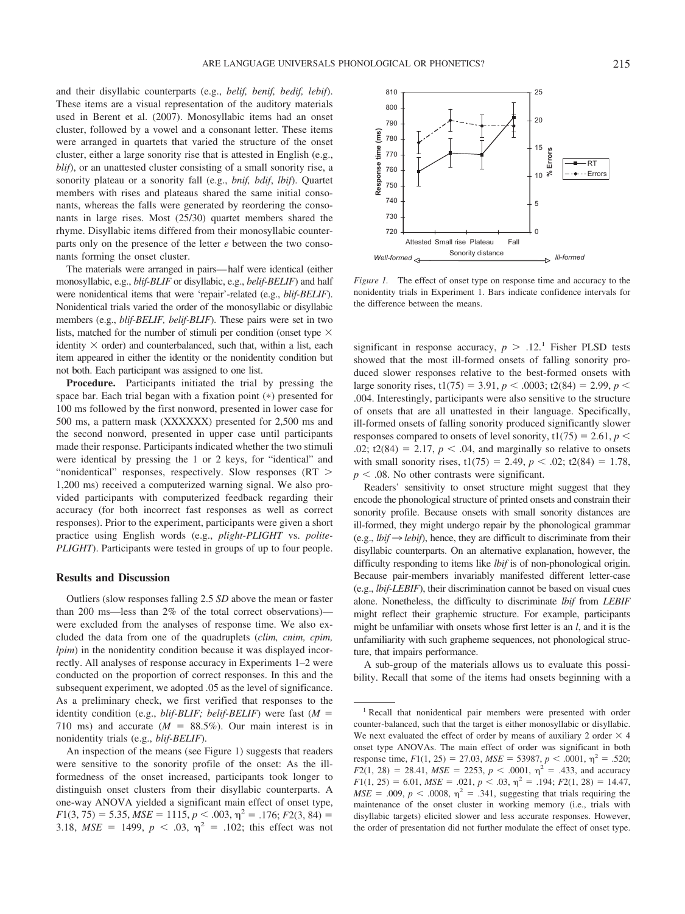and their disyllabic counterparts (e.g., *belif, benif, bedif, lebif*). These items are a visual representation of the auditory materials used in Berent et al. (2007). Monosyllabic items had an onset cluster, followed by a vowel and a consonant letter. These items were arranged in quartets that varied the structure of the onset cluster, either a large sonority rise that is attested in English (e.g., *blif*), or an unattested cluster consisting of a small sonority rise, a sonority plateau or a sonority fall (e.g., *bnif, bdif, lbif*). Quartet members with rises and plateaus shared the same initial consonants, whereas the falls were generated by reordering the consonants in large rises. Most (25/30) quartet members shared the rhyme. Disyllabic items differed from their monosyllabic counterparts only on the presence of the letter *e* between the two consonants forming the onset cluster.

The materials were arranged in pairs—half were identical (either monosyllabic, e.g., *blif-BLIF* or disyllabic, e.g., *belif-BELIF*) and half were nonidentical items that were 'repair'-related (e.g., *blif-BELIF*). Nonidentical trials varied the order of the monosyllabic or disyllabic members (e.g., *blif-BELIF, belif-BLIF*). These pairs were set in two lists, matched for the number of stimuli per condition (onset type × identity × order) and counterbalanced, such that, within a list, each item appeared in either the identity or the nonidentity condition but not both. Each participant was assigned to one list.

**Procedure.** Participants initiated the trial by pressing the space bar. Each trial began with a fixation point (*) presented for 100 ms followed by the first nonword, presented in lower case for 500 ms, a pattern mask (XXXXXX) presented for 2,500 ms and the second nonword, presented in upper case until participants made their response. Participants indicated whether the two stimuli were identical by pressing the 1 or 2 keys, for "identical" and "nonidentical" responses, respectively. Slow responses (RT > 1,200 ms) received a computerized warning signal. We also provided participants with computerized feedback regarding their accuracy (for both incorrect fast responses as well as correct responses). Prior to the experiment, participants were given a short practice using English words (e.g., *plight-PLIGHT* vs. *polite-PLIGHT*). Participants were tested in groups of up to four people.

## Results and Discussion

Outliers (slow responses falling 2.5 *SD* above the mean or faster than 200 ms—less than 2% of the total correct observations)—were excluded from the analyses of response time. We also excluded the data from one of the quadruplets (*clim, cnim, cpim, lpim*) in the nonidentity condition because it was displayed incorrectly. All analyses of response accuracy in Experiments 1–2 were conducted on the proportion of correct responses. In this and the subsequent experiment, we adopted .05 as the level of significance. As a preliminary check, we first verified that responses to the identity condition (e.g., *blif-BLIF; belif-BELIF*) were fast ($M$ = 710 ms) and accurate ($M$ = 88.5%). Our main interest is in nonidentity trials (e.g., *blif-BELIF*).

An inspection of the means (see Figure 1) suggests that readers were sensitive to the sonority profile of the onset: As the ill-formedness of the onset increased, participants took longer to distinguish onset clusters from their disyllabic counterparts. A one-way ANOVA yielded a significant main effect of onset type, $F1(3, 75) = 5.35$, $MSE = 1115$, $p < .003$, $\eta^2 = .176$; $F2(3, 84) = 3.18$, $MSE = 1499$, $p < .03$, $\eta^2 = .102$; this effect was not significant in response accuracy, $p > .12$.[1] Fisher PLSD tests showed that the most ill-formed onsets of falling sonority produced slower responses relative to the best-formed onsets with large sonority rises, $t1(75) = 3.91$, $p < .0003$; $t2(84) = 2.99$, $p < .004$. Interestingly, participants were also sensitive to the structure of onsets that are all unattested in their language. Specifically, ill-formed onsets of falling sonority produced significantly slower responses compared to onsets of level sonority, $t1(75) = 2.61$, $p < .02$; $t2(84) = 2.17$, $p < .04$, and marginally so relative to onsets with small sonority rises, $t1(75) = 2.49$, $p < .02$; $t2(84) = 1.78$, $p < .08$. No other contrasts were significant.

*Figure 1.* The effect of onset type on response time and accuracy to the nonidentity trials in Experiment 1. Bars indicate confidence intervals for the difference between the means.

Readers' sensitivity to onset structure might suggest that they encode the phonological structure of printed onsets and constrain their sonority profile. Because onsets with small sonority distances are ill-formed, they might undergo repair by the phonological grammar (e.g., *lbif* → *lebif*), hence, they are difficult to discriminate from their disyllabic counterparts. On an alternative explanation, however, the difficulty responding to items like *lbif* is of non-phonological origin. Because pair-members invariably manifested different letter-case (e.g., *lbif-LEBIF*), their discrimination cannot be based on visual cues alone. Nonetheless, the difficulty to discriminate *lbif* from *LEBIF* might reflect their graphemic structure. For example, participants might be unfamiliar with onsets whose first letter is an *l*, and it is the unfamiliarity with such grapheme sequences, not phonological structure, that impairs performance.

A sub-group of the materials allows us to evaluate this possibility. Recall that some of the items had onsets beginning with a

---

[1] Recall that nonidentical pair members were presented with order counter-balanced, such that the target is either monosyllabic or disyllabic. We next evaluated the effect of order by means of auxiliary 2 order × 4 onset type ANOVAs. The main effect of order was significant in both response time, $F1(1, 25) = 27.03$, $MSE = 53987$, $p < .0001$, $\eta^2 = .520$; $F2(1, 28) = 28.41$, $MSE = 2253$, $p < .0001$, $\eta^2 = .433$, and accuracy $F1(1, 25) = 6.01$, $MSE = .021$, $p < .03$, $\eta^2 = .194$; $F2(1, 28) = 14.47$, $MSE = .009$, $p < .0008$, $\eta^2 = .341$, suggesting that trials requiring the maintenance of the onset cluster in working memory (i.e., trials with disyllabic targets) elicited slower and less accurate responses. However, the order of presentation did not further modulate the effect of onset type.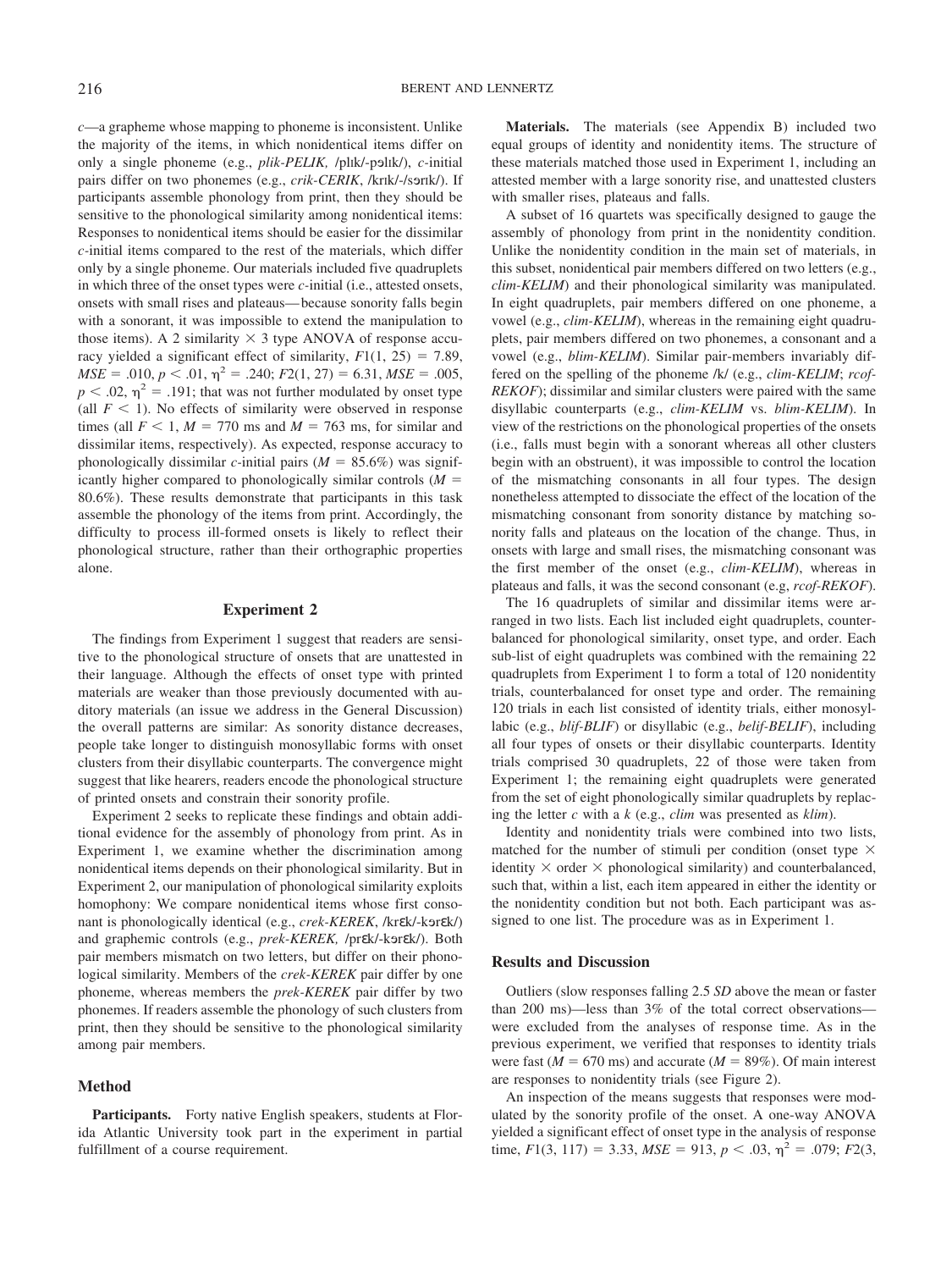*c*—a grapheme whose mapping to phoneme is inconsistent. Unlike the majority of the items, in which nonidentical items differ on only a single phoneme (e.g., *plik-PELIK,* /plɪk/-pəlɪk/), *c*-initial pairs differ on two phonemes (e.g., *crik-CERIK*, /krɪk/-/sərɪk/). If participants assemble phonology from print, then they should be sensitive to the phonological similarity among nonidentical items: Responses to nonidentical items should be easier for the dissimilar *c*-initial items compared to the rest of the materials, which differ only by a single phoneme. Our materials included five quadruplets in which three of the onset types were *c*-initial (i.e., attested onsets, onsets with small rises and plateaus—because sonority falls begin with a sonorant, it was impossible to extend the manipulation to those items). A 2 similarity × 3 type ANOVA of response accuracy yielded a significant effect of similarity, $F1(1, 25) = 7.89$, $MSE = .010$, $p < .01$, $\eta^2 = .240$; $F2(1, 27) = 6.31$, $MSE = .005$, $p < .02$, $\eta^2 = .191$; that was not further modulated by onset type (all $F < 1$). No effects of similarity were observed in response times (all $F < 1$, $M = 770$ ms and $M = 763$ ms, for similar and dissimilar items, respectively). As expected, response accuracy to phonologically dissimilar *c*-initial pairs ($M = 85.6\%$) was significantly higher compared to phonologically similar controls ($M = 80.6\%$). These results demonstrate that participants in this task assemble the phonology of the items from print. Accordingly, the difficulty to process ill-formed onsets is likely to reflect their phonological structure, rather than their orthographic properties alone.

## Experiment 2

The findings from Experiment 1 suggest that readers are sensitive to the phonological structure of onsets that are unattested in their language. Although the effects of onset type with printed materials are weaker than those previously documented with auditory materials (an issue we address in the General Discussion) the overall patterns are similar: As sonority distance decreases, people take longer to distinguish monosyllabic forms with onset clusters from their disyllabic counterparts. The convergence might suggest that like hearers, readers encode the phonological structure of printed onsets and constrain their sonority profile.

Experiment 2 seeks to replicate these findings and obtain additional evidence for the assembly of phonology from print. As in Experiment 1, we examine whether the discrimination among nonidentical items depends on their phonological similarity. But in Experiment 2, our manipulation of phonological similarity exploits homophony: We compare nonidentical items whose first consonant is phonologically identical (e.g., *crek-KEREK*, /krɛk/-kərɛk/) and graphemic controls (e.g., *prek-KEREK,* /prɛk/-kərɛk/). Both pair members mismatch on two letters, but differ on their phonological similarity. Members of the *crek-KEREK* pair differ by one phoneme, whereas members the *prek-KEREK* pair differ by two phonemes. If readers assemble the phonology of such clusters from print, then they should be sensitive to the phonological similarity among pair members.

### Method

**Participants.** Forty native English speakers, students at Florida Atlantic University took part in the experiment in partial fulfillment of a course requirement.

**Materials.** The materials (see Appendix B) included two equal groups of identity and nonidentity items. The structure of these materials matched those used in Experiment 1, including an attested member with a large sonority rise, and unattested clusters with smaller rises, plateaus and falls.

A subset of 16 quartets was specifically designed to gauge the assembly of phonology from print in the nonidentity condition. Unlike the nonidentity condition in the main set of materials, in this subset, nonidentical pair members differed on two letters (e.g., *clim-KELIM*) and their phonological similarity was manipulated. In eight quadruplets, pair members differed on one phoneme, a vowel (e.g., *clim-KELIM*), whereas in the remaining eight quadruplets, pair members differed on two phonemes, a consonant and a vowel (e.g., *blim-KELIM*). Similar pair-members invariably differed on the spelling of the phoneme /k/ (e.g., *clim-KELIM*; *rcof-REKOF*); dissimilar and similar clusters were paired with the same disyllabic counterparts (e.g., *clim-KELIM* vs. *blim-KELIM*). In view of the restrictions on the phonological properties of the onsets (i.e., falls must begin with a sonorant whereas all other clusters begin with an obstruent), it was impossible to control the location of the mismatching consonants in all four types. The design nonetheless attempted to dissociate the effect of the location of the mismatching consonant from sonority distance by matching sonority falls and plateaus on the location of the change. Thus, in onsets with large and small rises, the mismatching consonant was the first member of the onset (e.g., *clim-KELIM*), whereas in plateaus and falls, it was the second consonant (e.g, *rcof-REKOF*).

The 16 quadruplets of similar and dissimilar items were arranged in two lists. Each list included eight quadruplets, counterbalanced for phonological similarity, onset type, and order. Each sub-list of eight quadruplets was combined with the remaining 22 quadruplets from Experiment 1 to form a total of 120 nonidentity trials, counterbalanced for onset type and order. The remaining 120 trials in each list consisted of identity trials, either monosyllabic (e.g., *blif-BLIF*) or disyllabic (e.g., *belif-BELIF*), including all four types of onsets or their disyllabic counterparts. Identity trials comprised 30 quadruplets, 22 of those were taken from Experiment 1; the remaining eight quadruplets were generated from the set of eight phonologically similar quadruplets by replacing the letter *c* with a *k* (e.g., *clim* was presented as *klim*).

Identity and nonidentity trials were combined into two lists, matched for the number of stimuli per condition (onset type × identity × order × phonological similarity) and counterbalanced, such that, within a list, each item appeared in either the identity or the nonidentity condition but not both. Each participant was assigned to one list. The procedure was as in Experiment 1.

### Results and Discussion

Outliers (slow responses falling 2.5 *SD* above the mean or faster than 200 ms)—less than 3% of the total correct observations—were excluded from the analyses of response time. As in the previous experiment, we verified that responses to identity trials were fast ($M = 670$ ms) and accurate ($M = 89\%$). Of main interest are responses to nonidentity trials (see Figure 2).

An inspection of the means suggests that responses were modulated by the sonority profile of the onset. A one-way ANOVA yielded a significant effect of onset type in the analysis of response time, $F1(3, 117) = 3.33$, $MSE = 913$, $p < .03$, $\eta^2 = .079$; $F2(3,$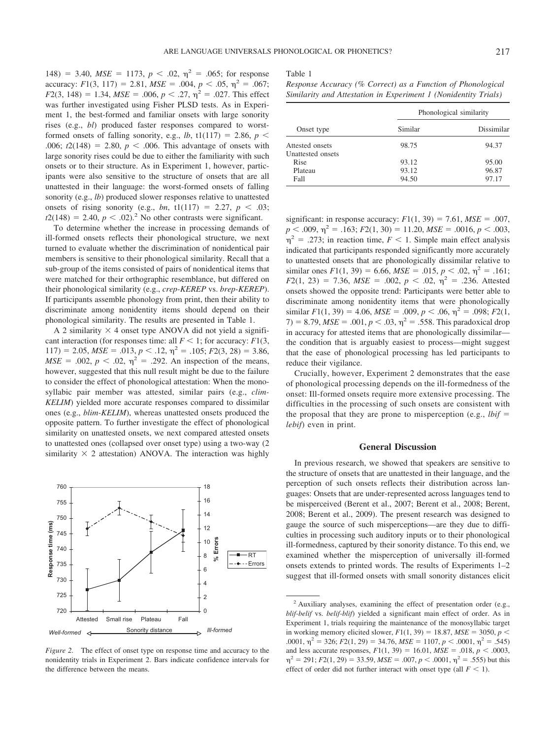148) = 3.40, *MSE* = 1173, $p < .02$, $\eta^2 = .065$; for response accuracy: $F1(3, 117) = 2.81$, *MSE* = .004, $p < .05$, $\eta^2 = .067$; $F2(3, 148) = 1.34$, *MSE* = .006, $p < .27$, $\eta^2 = .027$. This effect was further investigated using Fisher PLSD tests. As in Experiment 1, the best-formed and familiar onsets with large sonority rises (e.g., *bl*) produced faster responses compared to worst-formed onsets of falling sonority, e.g., *lb*, $t1(117) = 2.86$, $p < .006$; $t2(148) = 2.80$, $p < .006$. This advantage of onsets with large sonority rises could be due to either the familiarity with such onsets or to their structure. As in Experiment 1, however, participants were also sensitive to the structure of onsets that are all unattested in their language: the worst-formed onsets of falling sonority (e.g., *lb*) produced slower responses relative to unattested onsets of rising sonority (e.g., *bn*, $t1(117) = 2.27$, $p < .03$; $t2(148) = 2.40$, $p < .02$).[2] No other contrasts were significant.

To determine whether the increase in processing demands of ill-formed onsets reflects their phonological structure, we next turned to evaluate whether the discrimination of nonidentical pair members is sensitive to their phonological similarity. Recall that a sub-group of the items consisted of pairs of nonidentical items that were matched for their orthographic resemblance, but differed on their phonological similarity (e.g., *crep-KEREP* vs. *brep-KEREP*). If participants assemble phonology from print, then their ability to discriminate among nonidentity items should depend on their phonological similarity. The results are presented in Table 1.

A 2 similarity × 4 onset type ANOVA did not yield a significant interaction (for responses time: all $F < 1$; for accuracy: $F1(3, 117) = 2.05$, *MSE* = .013, $p < .12$, $\eta^2 = .105$; $F2(3, 28) = 3.86$, *MSE* = .002, $p < .02$, $\eta^2 = .292$. An inspection of the means, however, suggested that this null result might be due to the failure to consider the effect of phonological attestation: When the monosyllabic pair member was attested, similar pairs (e.g., *clim-KELIM*) yielded more accurate responses compared to dissimilar ones (e.g., *blim-KELIM*), whereas unattested onsets produced the opposite pattern. To further investigate the effect of phonological similarity on unattested onsets, we next compared attested onsets to unattested ones (collapsed over onset type) using a two-way (2 similarity × 2 attestation) ANOVA. The interaction was highly significant: in response accuracy: $F1(1, 39) = 7.61$, *MSE* = .007, $p < .009$, $\eta^2 = .163$; $F2(1, 30) = 11.20$, *MSE* = .0016, $p < .003$, $\eta^2 = .273$; in reaction time, $F < 1$. Simple main effect analysis indicated that participants responded significantly more accurately to unattested onsets that are phonologically dissimilar relative to similar ones $F1(1, 39) = 6.66$, *MSE* = .015, $p < .02$, $\eta^2 = .161$; $F2(1, 23) = 7.36$, *MSE* = .002, $p < .02$, $\eta^2 = .236$. Attested onsets showed the opposite trend: Participants were better able to discriminate among nonidentity items that were phonologically similar $F1(1, 39) = 4.06$, *MSE* = .009, $p < .06$, $\eta^2 = .098$; $F2(1, 7) = 8.79$, *MSE* = .001, $p < .03$, $\eta^2 = .558$. This paradoxical drop in accuracy for attested items that are phonologically dissimilar—the condition that is arguably easiest to process—might suggest that the ease of phonological processing has led participants to reduce their vigilance.

Figure 2. The effect of onset type on response time and accuracy to the nonidentity trials in Experiment 2. Bars indicate confidence intervals for the difference between the means.

Table 1
*Response Accuracy (% Correct) as a Function of Phonological Similarity and Attestation in Experiment 1 (Nonidentity Trials)*

| Onset type | Phonological similarity | |
|---|---|---|
| | Similar | Dissimilar |
| Attested onsets | 98.75 | 94.37 |
| Unattested onsets | | |
| Rise | 93.12 | 95.00 |
| Plateau | 93.12 | 96.87 |
| Fall | 94.50 | 97.17 |

Crucially, however, Experiment 2 demonstrates that the ease of phonological processing depends on the ill-formedness of the onset: Ill-formed onsets require more extensive processing. The difficulties in the processing of such onsets are consistent with the proposal that they are prone to misperception (e.g., *lbif* = *lebif*) even in print.

## General Discussion

In previous research, we showed that speakers are sensitive to the structure of onsets that are unattested in their language, and the perception of such onsets reflects their distribution across languages: Onsets that are under-represented across languages tend to be misperceived (Berent et al., 2007; Berent et al., 2008; Berent, 2008; Berent et al., 2009). The present research was designed to gauge the source of such misperceptions—are they due to difficulties in processing such auditory inputs or to their phonological ill-formedness, captured by their sonority distance. To this end, we examined whether the misperception of universally ill-formed onsets extends to printed words. The results of Experiments 1–2 suggest that ill-formed onsets with small sonority distances elicit

[2] Auxiliary analyses, examining the effect of presentation order (e.g., *blif-belif* vs. *belif-blif*) yielded a significant main effect of order. As in Experiment 1, trials requiring the maintenance of the monosyllabic target in working memory elicited slower, $F1(1, 39) = 18.87$, *MSE* = 3050, $p < .0001$, $\eta^2 = 326$; $F2(1, 29) = 34.76$, *MSE* = 1107, $p < .0001$, $\eta^2 = .545$) and less accurate responses, $F1(1, 39) = 16.01$, *MSE* = .018, $p < .0003$, $\eta^2 = 291$; $F2(1, 29) = 33.59$, *MSE* = .007, $p < .0001$, $\eta^2 = .555$) but this effect of order did not further interact with onset type (all $F < 1$).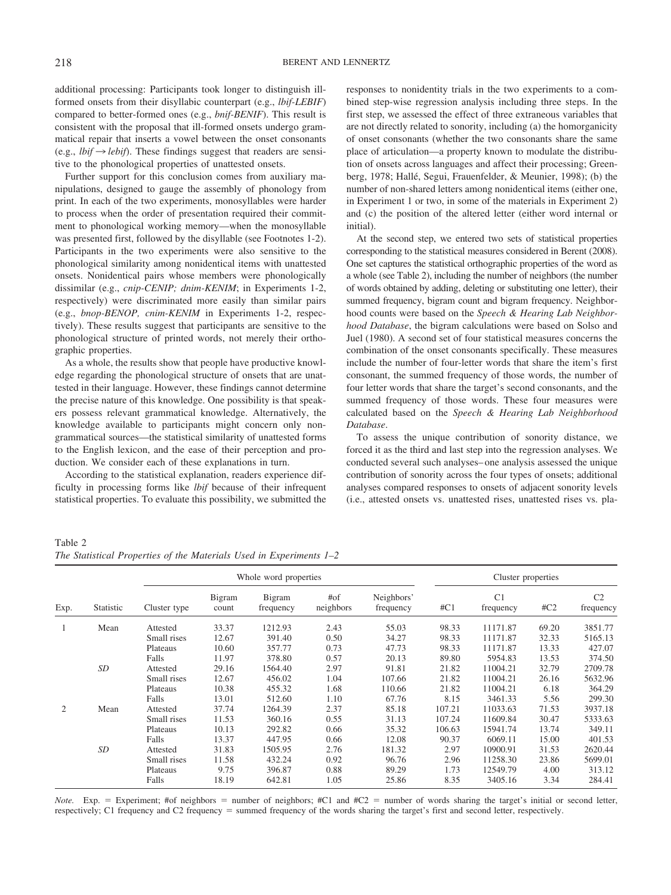additional processing: Participants took longer to distinguish ill-formed onsets from their disyllabic counterpart (e.g., *lbif-LEBIF*) compared to better-formed ones (e.g., *bnif-BENIF*). This result is consistent with the proposal that ill-formed onsets undergo grammatical repair that inserts a vowel between the onset consonants (e.g., *lbif* → *lebif*). These findings suggest that readers are sensitive to the phonological properties of unattested onsets.

Further support for this conclusion comes from auxiliary manipulations, designed to gauge the assembly of phonology from print. In each of the two experiments, monosyllables were harder to process when the order of presentation required their commitment to phonological working memory—when the monosyllable was presented first, followed by the disyllable (see Footnotes 1-2). Participants in the two experiments were also sensitive to the phonological similarity among nonidentical items with unattested onsets. Nonidentical pairs whose members were phonologically dissimilar (e.g., *cnip-CENIP; dnim-KENIM*; in Experiments 1-2, respectively) were discriminated more easily than similar pairs (e.g., *bnop-BENOP, cnim-KENIM* in Experiments 1-2, respectively). These results suggest that participants are sensitive to the phonological structure of printed words, not merely their orthographic properties.

As a whole, the results show that people have productive knowledge regarding the phonological structure of onsets that are unattested in their language. However, these findings cannot determine the precise nature of this knowledge. One possibility is that speakers possess relevant grammatical knowledge. Alternatively, the knowledge available to participants might concern only nongrammatical sources—the statistical similarity of unattested forms to the English lexicon, and the ease of their perception and production. We consider each of these explanations in turn.

According to the statistical explanation, readers experience difficulty in processing forms like *lbif* because of their infrequent statistical properties. To evaluate this possibility, we submitted the responses to nonidentity trials in the two experiments to a combined step-wise regression analysis including three steps. In the first step, we assessed the effect of three extraneous variables that are not directly related to sonority, including (a) the homorganicity of onset consonants (whether the two consonants share the same place of articulation—a property known to modulate the distribution of onsets across languages and affect their processing; Greenberg, 1978; Hallé, Segui, Frauenfelder, & Meunier, 1998); (b) the number of non-shared letters among nonidentical items (either one, in Experiment 1 or two, in some of the materials in Experiment 2) and (c) the position of the altered letter (either word internal or initial).

At the second step, we entered two sets of statistical properties corresponding to the statistical measures considered in Berent (2008). One set captures the statistical orthographic properties of the word as a whole (see Table 2), including the number of neighbors (the number of words obtained by adding, deleting or substituting one letter), their summed frequency, bigram count and bigram frequency. Neighborhood counts were based on the *Speech & Hearing Lab Neighborhood Database*, the bigram calculations were based on Solso and Juel (1980). A second set of four statistical measures concerns the combination of the onset consonants specifically. These measures include the number of four-letter words that share the item's first consonant, the summed frequency of those words, the number of four letter words that share the target's second consonants, and the summed frequency of those words. These four measures were calculated based on the *Speech & Hearing Lab Neighborhood Database*.

To assess the unique contribution of sonority distance, we forced it as the third and last step into the regression analyses. We conducted several such analyses–one analysis assessed the unique contribution of sonority across the four types of onsets; additional analyses compared responses to onsets of adjacent sonority levels (i.e., attested onsets vs. unattested rises, unattested rises vs. pla-

Table 2
*The Statistical Properties of the Materials Used in Experiments 1–2*

| | | | Whole word properties | | | | | Cluster properties | | | |
|---|---|---|---|---|---|---|---|---|---|---|---|
| Exp. | Statistic | Cluster type | Bigram count | Bigram frequency | #of neighbors | Neighbors' frequency | #C1 | C1 frequency | #C2 | C2 frequency |
| 1 | Mean | Attested | 33.37 | 1212.93 | 2.43 | 55.03 | 98.33 | 11171.87 | 69.20 | 3851.77 |
| | | Small rises | 12.67 | 391.40 | 0.50 | 34.27 | 98.33 | 11171.87 | 32.33 | 5165.13 |
| | | Plateaus | 10.60 | 357.77 | 0.73 | 47.73 | 98.33 | 11171.87 | 13.33 | 427.07 |
| | | Falls | 11.97 | 378.80 | 0.57 | 20.13 | 89.80 | 5954.83 | 13.53 | 374.50 |
| | *SD* | Attested | 29.16 | 1564.40 | 2.97 | 91.81 | 21.82 | 11004.21 | 32.79 | 2709.78 |
| | | Small rises | 12.67 | 456.02 | 1.04 | 107.66 | 21.82 | 11004.21 | 26.16 | 5632.96 |
| | | Plateaus | 10.38 | 455.32 | 1.68 | 110.66 | 21.82 | 11004.21 | 6.18 | 364.29 |
| | | Falls | 13.01 | 512.60 | 1.10 | 67.76 | 8.15 | 3461.33 | 5.56 | 299.30 |
| 2 | Mean | Attested | 37.74 | 1264.39 | 2.37 | 85.18 | 107.21 | 11033.63 | 71.53 | 3937.18 |
| | | Small rises | 11.53 | 360.16 | 0.55 | 31.13 | 107.24 | 11609.84 | 30.47 | 5333.63 |
| | | Plateaus | 10.13 | 292.82 | 0.66 | 35.32 | 106.63 | 15941.74 | 13.74 | 349.11 |
| | | Falls | 13.37 | 447.95 | 0.66 | 12.08 | 90.37 | 6069.11 | 15.00 | 401.53 |
| | *SD* | Attested | 31.83 | 1505.95 | 2.76 | 181.32 | 2.97 | 10900.91 | 31.53 | 2620.44 |
| | | Small rises | 11.58 | 432.24 | 0.92 | 96.76 | 2.96 | 11258.30 | 23.86 | 5699.01 |
| | | Plateaus | 9.75 | 396.87 | 0.88 | 89.29 | 1.73 | 12549.79 | 4.00 | 313.12 |
| | | Falls | 18.19 | 642.81 | 1.05 | 25.86 | 8.35 | 3405.16 | 3.34 | 284.41 |

*Note.* Exp. = Experiment; #of neighbors = number of neighbors; #C1 and #C2 = number of words sharing the target's initial or second letter, respectively; C1 frequency and C2 frequency = summed frequency of the words sharing the target's first and second letter, respectively.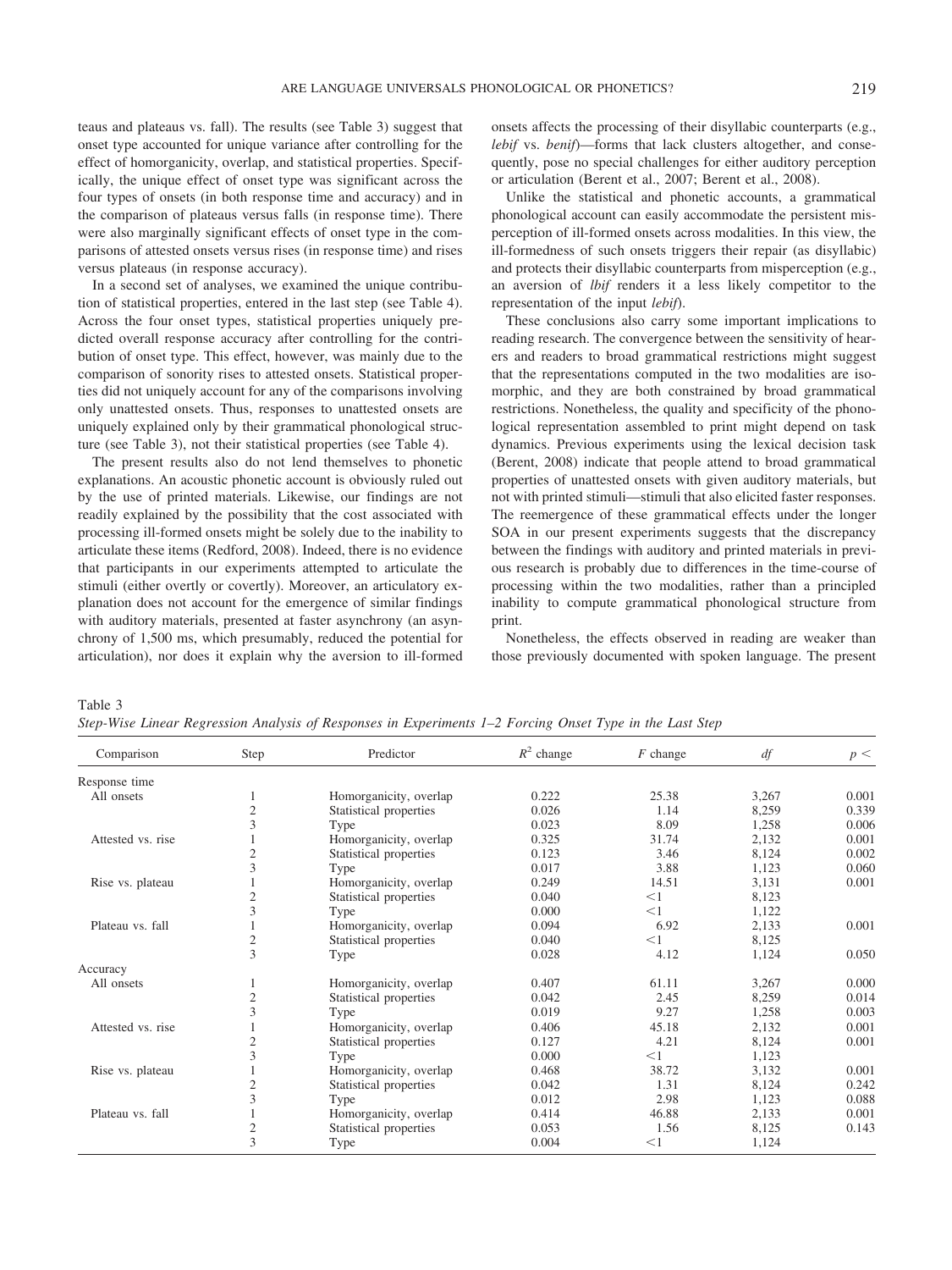teaus and plateaus vs. fall). The results (see Table 3) suggest that onset type accounted for unique variance after controlling for the effect of homorganicity, overlap, and statistical properties. Specifically, the unique effect of onset type was significant across the four types of onsets (in both response time and accuracy) and in the comparison of plateaus versus falls (in response time). There were also marginally significant effects of onset type in the comparisons of attested onsets versus rises (in response time) and rises versus plateaus (in response accuracy).

In a second set of analyses, we examined the unique contribution of statistical properties, entered in the last step (see Table 4). Across the four onset types, statistical properties uniquely predicted overall response accuracy after controlling for the contribution of onset type. This effect, however, was mainly due to the comparison of sonority rises to attested onsets. Statistical properties did not uniquely account for any of the comparisons involving only unattested onsets. Thus, responses to unattested onsets are uniquely explained only by their grammatical phonological structure (see Table 3), not their statistical properties (see Table 4).

The present results also do not lend themselves to phonetic explanations. An acoustic phonetic account is obviously ruled out by the use of printed materials. Likewise, our findings are not readily explained by the possibility that the cost associated with processing ill-formed onsets might be solely due to the inability to articulate these items (Redford, 2008). Indeed, there is no evidence that participants in our experiments attempted to articulate the stimuli (either overtly or covertly). Moreover, an articulatory explanation does not account for the emergence of similar findings with auditory materials, presented at faster asynchrony (an asynchrony of 1,500 ms, which presumably, reduced the potential for articulation), nor does it explain why the aversion to ill-formed onsets affects the processing of their disyllabic counterparts (e.g., *lebif* vs. *benif*)—forms that lack clusters altogether, and consequently, pose no special challenges for either auditory perception or articulation (Berent et al., 2007; Berent et al., 2008).

Unlike the statistical and phonetic accounts, a grammatical phonological account can easily accommodate the persistent misperception of ill-formed onsets across modalities. In this view, the ill-formedness of such onsets triggers their repair (as disyllabic) and protects their disyllabic counterparts from misperception (e.g., an aversion of *lbif* renders it a less likely competitor to the representation of the input *lebif*).

These conclusions also carry some important implications to reading research. The convergence between the sensitivity of hearers and readers to broad grammatical restrictions might suggest that the representations computed in the two modalities are isomorphic, and they are both constrained by broad grammatical restrictions. Nonetheless, the quality and specificity of the phonological representation assembled to print might depend on task dynamics. Previous experiments using the lexical decision task (Berent, 2008) indicate that people attend to broad grammatical properties of unattested onsets with given auditory materials, but not with printed stimuli—stimuli that also elicited faster responses. The reemergence of these grammatical effects under the longer SOA in our present experiments suggests that the discrepancy between the findings with auditory and printed materials in previous research is probably due to differences in the time-course of processing within the two modalities, rather than a principled inability to compute grammatical phonological structure from print.

Nonetheless, the effects observed in reading are weaker than those previously documented with spoken language. The present

Table 3
*Step-Wise Linear Regression Analysis of Responses in Experiments 1–2 Forcing Onset Type in the Last Step*

| Comparison | Step | Predictor | $R^2$ change | $F$ change | $df$ | $p <$ |
|---|---|---|---|---|---|---|
| Response time | | | | | | |
| All onsets | 1 | Homorganicity, overlap | 0.222 | 25.38 | 3,267 | 0.001 |
| | 2 | Statistical properties | 0.026 | 1.14 | 8,259 | 0.339 |
| | 3 | Type | 0.023 | 8.09 | 1,258 | 0.006 |
| Attested vs. rise | 1 | Homorganicity, overlap | 0.325 | 31.74 | 2,132 | 0.001 |
| | 2 | Statistical properties | 0.123 | 3.46 | 8,124 | 0.002 |
| | 3 | Type | 0.017 | 3.88 | 1,123 | 0.060 |
| Rise vs. plateau | 1 | Homorganicity, overlap | 0.249 | 14.51 | 3,131 | 0.001 |
| | 2 | Statistical properties | 0.040 | <1 | 8,123 | |
| | 3 | Type | 0.000 | <1 | 1,122 | |
| Plateau vs. fall | 1 | Homorganicity, overlap | 0.094 | 6.92 | 2,133 | 0.001 |
| | 2 | Statistical properties | 0.040 | <1 | 8,125 | |
| | 3 | Type | 0.028 | 4.12 | 1,124 | 0.050 |
| Accuracy | | | | | | |
| All onsets | 1 | Homorganicity, overlap | 0.407 | 61.11 | 3,267 | 0.000 |
| | 2 | Statistical properties | 0.042 | 2.45 | 8,259 | 0.014 |
| | 3 | Type | 0.019 | 9.27 | 1,258 | 0.003 |
| Attested vs. rise | 1 | Homorganicity, overlap | 0.406 | 45.18 | 2,132 | 0.001 |
| | 2 | Statistical properties | 0.127 | 4.21 | 8,124 | 0.001 |
| | 3 | Type | 0.000 | <1 | 1,123 | |
| Rise vs. plateau | 1 | Homorganicity, overlap | 0.468 | 38.72 | 3,132 | 0.001 |
| | 2 | Statistical properties | 0.042 | 1.31 | 8,124 | 0.242 |
| | 3 | Type | 0.012 | 2.98 | 1,123 | 0.088 |
| Plateau vs. fall | 1 | Homorganicity, overlap | 0.414 | 46.88 | 2,133 | 0.001 |
| | 2 | Statistical properties | 0.053 | 1.56 | 8,125 | 0.143 |
| | 3 | Type | 0.004 | <1 | 1,124 | |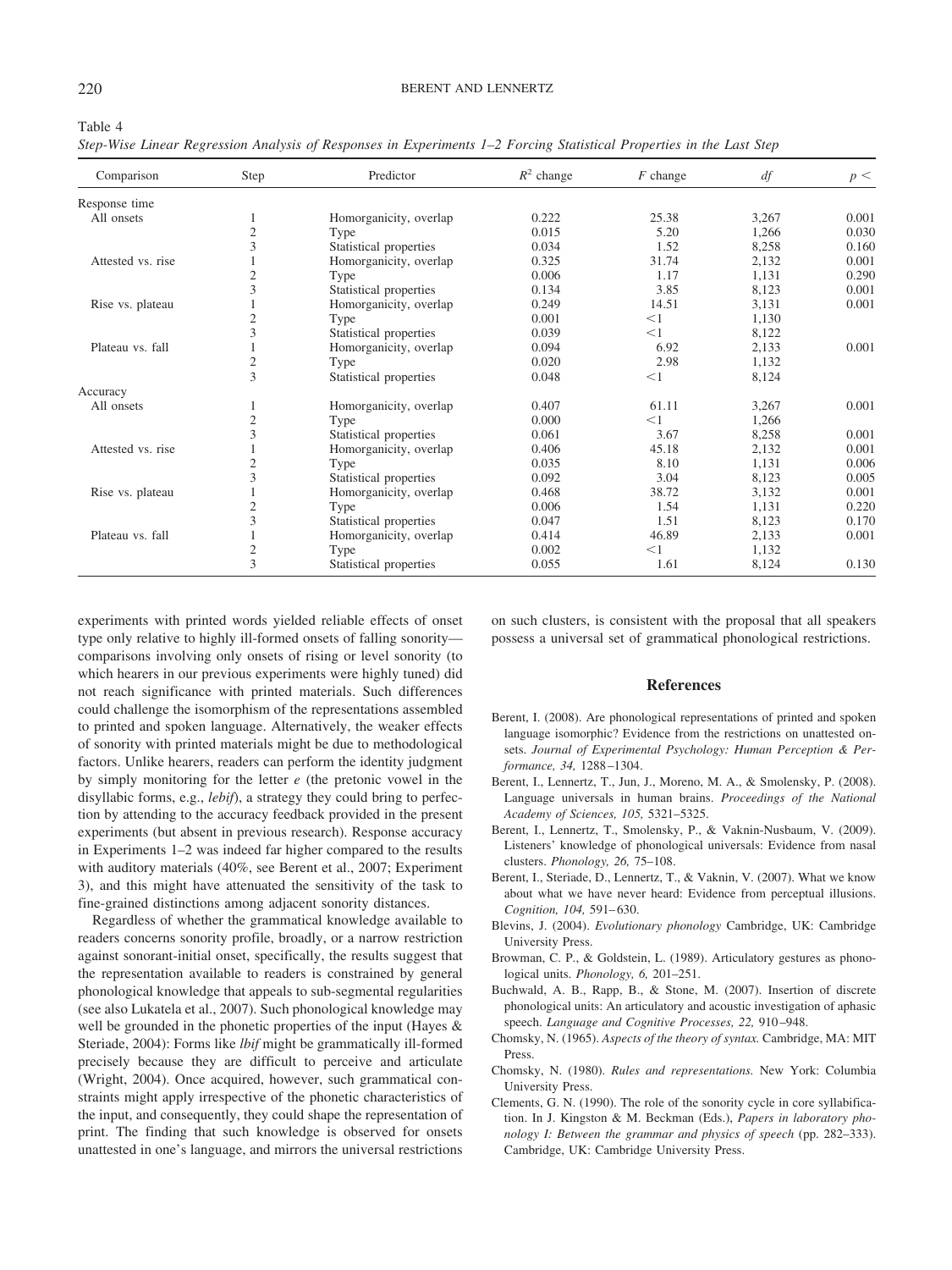Table 4
*Step-Wise Linear Regression Analysis of Responses in Experiments 1–2 Forcing Statistical Properties in the Last Step*

| Comparison | Step | Predictor | $R^2$ change | *F* change | *df* | $p <$ |
|---|---|---|---|---|---|---|
| Response time | | | | | | |
| All onsets | 1 | Homorganicity, overlap | 0.222 | 25.38 | 3,267 | 0.001 |
| | 2 | Type | 0.015 | 5.20 | 1,266 | 0.030 |
| | 3 | Statistical properties | 0.034 | 1.52 | 8,258 | 0.160 |
| Attested vs. rise | 1 | Homorganicity, overlap | 0.325 | 31.74 | 2,132 | 0.001 |
| | 2 | Type | 0.006 | 1.17 | 1,131 | 0.290 |
| | 3 | Statistical properties | 0.134 | 3.85 | 8,123 | 0.001 |
| Rise vs. plateau | 1 | Homorganicity, overlap | 0.249 | 14.51 | 3,131 | 0.001 |
| | 2 | Type | 0.001 | <1 | 1,130 | |
| | 3 | Statistical properties | 0.039 | <1 | 8,122 | |
| Plateau vs. fall | 1 | Homorganicity, overlap | 0.094 | 6.92 | 2,133 | 0.001 |
| | 2 | Type | 0.020 | 2.98 | 1,132 | |
| | 3 | Statistical properties | 0.048 | <1 | 8,124 | |
| Accuracy | | | | | | |
| All onsets | 1 | Homorganicity, overlap | 0.407 | 61.11 | 3,267 | 0.001 |
| | 2 | Type | 0.000 | <1 | 1,266 | |
| | 3 | Statistical properties | 0.061 | 3.67 | 8,258 | 0.001 |
| Attested vs. rise | 1 | Homorganicity, overlap | 0.406 | 45.18 | 2,132 | 0.001 |
| | 2 | Type | 0.035 | 8.10 | 1,131 | 0.006 |
| | 3 | Statistical properties | 0.092 | 3.04 | 8,123 | 0.005 |
| Rise vs. plateau | 1 | Homorganicity, overlap | 0.468 | 38.72 | 3,132 | 0.001 |
| | 2 | Type | 0.006 | 1.54 | 1,131 | 0.220 |
| | 3 | Statistical properties | 0.047 | 1.51 | 8,123 | 0.170 |
| Plateau vs. fall | 1 | Homorganicity, overlap | 0.414 | 46.89 | 2,133 | 0.001 |
| | 2 | Type | 0.002 | <1 | 1,132 | |
| | 3 | Statistical properties | 0.055 | 1.61 | 8,124 | 0.130 |

experiments with printed words yielded reliable effects of onset type only relative to highly ill-formed onsets of falling sonority—comparisons involving only onsets of rising or level sonority (to which hearers in our previous experiments were highly tuned) did not reach significance with printed materials. Such differences could challenge the isomorphism of the representations assembled to printed and spoken language. Alternatively, the weaker effects of sonority with printed materials might be due to methodological factors. Unlike hearers, readers can perform the identity judgment by simply monitoring for the letter *e* (the pretonic vowel in the disyllabic forms, e.g., *lebif*), a strategy they could bring to perfection by attending to the accuracy feedback provided in the present experiments (but absent in previous research). Response accuracy in Experiments 1–2 was indeed far higher compared to the results with auditory materials (40%, see Berent et al., 2007; Experiment 3), and this might have attenuated the sensitivity of the task to fine-grained distinctions among adjacent sonority distances.

Regardless of whether the grammatical knowledge available to readers concerns sonority profile, broadly, or a narrow restriction against sonorant-initial onset, specifically, the results suggest that the representation available to readers is constrained by general phonological knowledge that appeals to sub-segmental regularities (see also Lukatela et al., 2007). Such phonological knowledge may well be grounded in the phonetic properties of the input (Hayes & Steriade, 2004): Forms like *lbif* might be grammatically ill-formed precisely because they are difficult to perceive and articulate (Wright, 2004). Once acquired, however, such grammatical constraints might apply irrespective of the phonetic characteristics of the input, and consequently, they could shape the representation of print. The finding that such knowledge is observed for onsets unattested in one's language, and mirrors the universal restrictions on such clusters, is consistent with the proposal that all speakers possess a universal set of grammatical phonological restrictions.

## References

Berent, I. (2008). Are phonological representations of printed and spoken language isomorphic? Evidence from the restrictions on unattested onsets. *Journal of Experimental Psychology: Human Perception & Performance, 34,* 1288–1304.

Berent, I., Lennertz, T., Jun, J., Moreno, M. A., & Smolensky, P. (2008). Language universals in human brains. *Proceedings of the National Academy of Sciences, 105,* 5321–5325.

Berent, I., Lennertz, T., Smolensky, P., & Vaknin-Nusbaum, V. (2009). Listeners' knowledge of phonological universals: Evidence from nasal clusters. *Phonology, 26,* 75–108.

Berent, I., Steriade, D., Lennertz, T., & Vaknin, V. (2007). What we know about what we have never heard: Evidence from perceptual illusions. *Cognition, 104,* 591–630.

Blevins, J. (2004). *Evolutionary phonology* Cambridge, UK: Cambridge University Press.

Browman, C. P., & Goldstein, L. (1989). Articulatory gestures as phonological units. *Phonology, 6,* 201–251.

Buchwald, A. B., Rapp, B., & Stone, M. (2007). Insertion of discrete phonological units: An articulatory and acoustic investigation of aphasic speech. *Language and Cognitive Processes, 22,* 910–948.

Chomsky, N. (1965). *Aspects of the theory of syntax.* Cambridge, MA: MIT Press.

Chomsky, N. (1980). *Rules and representations.* New York: Columbia University Press.

Clements, G. N. (1990). The role of the sonority cycle in core syllabification. In J. Kingston & M. Beckman (Eds.), *Papers in laboratory phonology I: Between the grammar and physics of speech* (pp. 282–333). Cambridge, UK: Cambridge University Press.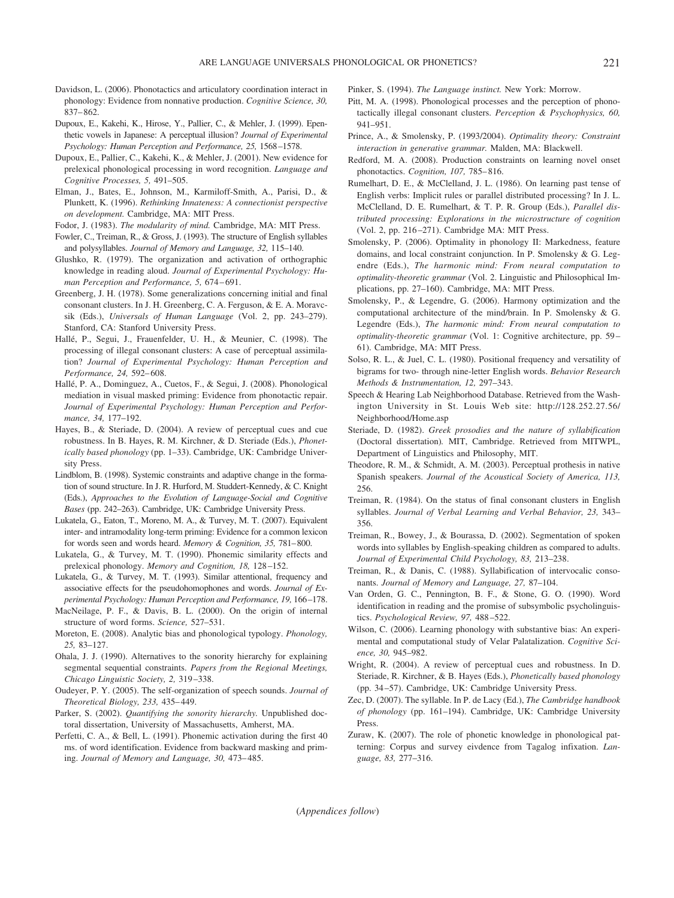Davidson, L. (2006). Phonotactics and articulatory coordination interact in phonology: Evidence from nonnative production. *Cognitive Science, 30,* 837–862.

Dupoux, E., Kakehi, K., Hirose, Y., Pallier, C., & Mehler, J. (1999). Epenthetic vowels in Japanese: A perceptual illusion? *Journal of Experimental Psychology: Human Perception and Performance, 25,* 1568–1578.

Dupoux, E., Pallier, C., Kakehi, K., & Mehler, J. (2001). New evidence for prelexical phonological processing in word recognition. *Language and Cognitive Processes, 5,* 491–505.

Elman, J., Bates, E., Johnson, M., Karmiloff-Smith, A., Parisi, D., & Plunkett, K. (1996). *Rethinking Innateness: A connectionist perspective on development.* Cambridge, MA: MIT Press.

Fodor, J. (1983). *The modularity of mind.* Cambridge, MA: MIT Press.

Fowler, C., Treiman, R., & Gross, J. (1993). The structure of English syllables and polysyllables. *Journal of Memory and Language, 32,* 115–140.

Glushko, R. (1979). The organization and activation of orthographic knowledge in reading aloud. *Journal of Experimental Psychology: Human Perception and Performance, 5,* 674–691.

Greenberg, J. H. (1978). Some generalizations concerning initial and final consonant clusters. In J. H. Greenberg, C. A. Ferguson, & E. A. Moravcsik (Eds.), *Universals of Human Language* (Vol. 2, pp. 243–279). Stanford, CA: Stanford University Press.

Hallé, P., Segui, J., Frauenfelder, U. H., & Meunier, C. (1998). The processing of illegal consonant clusters: A case of perceptual assimilation? *Journal of Experimental Psychology: Human Perception and Performance, 24,* 592–608.

Hallé, P. A., Dominguez, A., Cuetos, F., & Segui, J. (2008). Phonological mediation in visual masked priming: Evidence from phonotactic repair. *Journal of Experimental Psychology: Human Perception and Performance, 34,* 177–192.

Hayes, B., & Steriade, D. (2004). A review of perceptual cues and cue robustness. In B. Hayes, R. M. Kirchner, & D. Steriade (Eds.), *Phonetically based phonology* (pp. 1–33). Cambridge, UK: Cambridge University Press.

Lindblom, B. (1998). Systemic constraints and adaptive change in the formation of sound structure. In J. R. Hurford, M. Studdert-Kennedy, & C. Knight (Eds.), *Approaches to the Evolution of Language-Social and Cognitive Bases* (pp. 242–263). Cambridge, UK: Cambridge University Press.

Lukatela, G., Eaton, T., Moreno, M. A., & Turvey, M. T. (2007). Equivalent inter- and intramodality long-term priming: Evidence for a common lexicon for words seen and words heard. *Memory & Cognition, 35,* 781–800.

Lukatela, G., & Turvey, M. T. (1990). Phonemic similarity effects and prelexical phonology. *Memory and Cognition, 18,* 128–152.

Lukatela, G., & Turvey, M. T. (1993). Similar attentional, frequency and associative effects for the pseudohomophones and words. *Journal of Experimental Psychology: Human Perception and Performance, 19,* 166–178.

MacNeilage, P. F., & Davis, B. L. (2000). On the origin of internal structure of word forms. *Science,* 527–531.

Moreton, E. (2008). Analytic bias and phonological typology. *Phonology, 25,* 83–127.

Ohala, J. J. (1990). Alternatives to the sonority hierarchy for explaining segmental sequential constraints. *Papers from the Regional Meetings, Chicago Linguistic Society, 2,* 319–338.

Oudeyer, P. Y. (2005). The self-organization of speech sounds. *Journal of Theoretical Biology, 233,* 435–449.

Parker, S. (2002). *Quantifying the sonority hierarchy.* Unpublished doctoral dissertation, University of Massachusetts, Amherst, MA.

Perfetti, C. A., & Bell, L. (1991). Phonemic activation during the first 40 ms. of word identification. Evidence from backward masking and priming. *Journal of Memory and Language, 30,* 473–485.

Pinker, S. (1994). *The Language instinct.* New York: Morrow.

Pitt, M. A. (1998). Phonological processes and the perception of phonotactically illegal consonant clusters. *Perception & Psychophysics, 60,* 941–951.

Prince, A., & Smolensky, P. (1993/2004). *Optimality theory: Constraint interaction in generative grammar.* Malden, MA: Blackwell.

Redford, M. A. (2008). Production constraints on learning novel onset phonotactics. *Cognition, 107,* 785–816.

Rumelhart, D. E., & McClelland, J. L. (1986). On learning past tense of English verbs: Implicit rules or parallel distributed processing? In J. L. McClelland, D. E. Rumelhart, & T. P. R. Group (Eds.), *Parallel distributed processing: Explorations in the microstructure of cognition* (Vol. 2, pp. 216–271). Cambridge MA: MIT Press.

Smolensky, P. (2006). Optimality in phonology II: Markedness, feature domains, and local constraint conjunction. In P. Smolensky & G. Legendre (Eds.), *The harmonic mind: From neural computation to optimality-theoretic grammar* (Vol. 2. Linguistic and Philosophical Implications, pp. 27–160). Cambridge, MA: MIT Press.

Smolensky, P., & Legendre, G. (2006). Harmony optimization and the computational architecture of the mind/brain. In P. Smolensky & G. Legendre (Eds.), *The harmonic mind: From neural computation to optimality-theoretic grammar* (Vol. 1: Cognitive architecture, pp. 59–61). Cambridge, MA: MIT Press.

Solso, R. L., & Juel, C. L. (1980). Positional frequency and versatility of bigrams for two- through nine-letter English words. *Behavior Research Methods & Instrumentation, 12,* 297–343.

Speech & Hearing Lab Neighborhood Database. Retrieved from the Washington University in St. Louis Web site: http://128.252.27.56/Neighborhood/Home.asp

Steriade, D. (1982). *Greek prosodies and the nature of syllabification* (Doctoral dissertation)*.* MIT, Cambridge. Retrieved from MITWPL, Department of Linguistics and Philosophy, MIT.

Theodore, R. M., & Schmidt, A. M. (2003). Perceptual prothesis in native Spanish speakers. *Journal of the Acoustical Society of America, 113,* 256.

Treiman, R. (1984). On the status of final consonant clusters in English syllables. *Journal of Verbal Learning and Verbal Behavior, 23,* 343–356.

Treiman, R., Bowey, J., & Bourassa, D. (2002). Segmentation of spoken words into syllables by English-speaking children as compared to adults. *Journal of Experimental Child Psychology, 83,* 213–238.

Treiman, R., & Danis, C. (1988). Syllabification of intervocalic consonants. *Journal of Memory and Language, 27,* 87–104.

Van Orden, G. C., Pennington, B. F., & Stone, G. O. (1990). Word identification in reading and the promise of subsymbolic psycholinguistics. *Psychological Review, 97,* 488–522.

Wilson, C. (2006). Learning phonology with substantive bias: An experimental and computational study of Velar Palatalization. *Cognitive Science, 30,* 945–982.

Wright, R. (2004). A review of perceptual cues and robustness. In D. Steriade, R. Kirchner, & B. Hayes (Eds.), *Phonetically based phonology* (pp. 34–57). Cambridge, UK: Cambridge University Press.

Zec, D. (2007). The syllable. In P. de Lacy (Ed.), *The Cambridge handbook of phonology* (pp. 161–194). Cambridge, UK: Cambridge University Press.

Zuraw, K. (2007). The role of phonetic knowledge in phonological patterning: Corpus and survey eivdence from Tagalog infixation. *Language, 83,* 277–316.

(*Appendices follow*)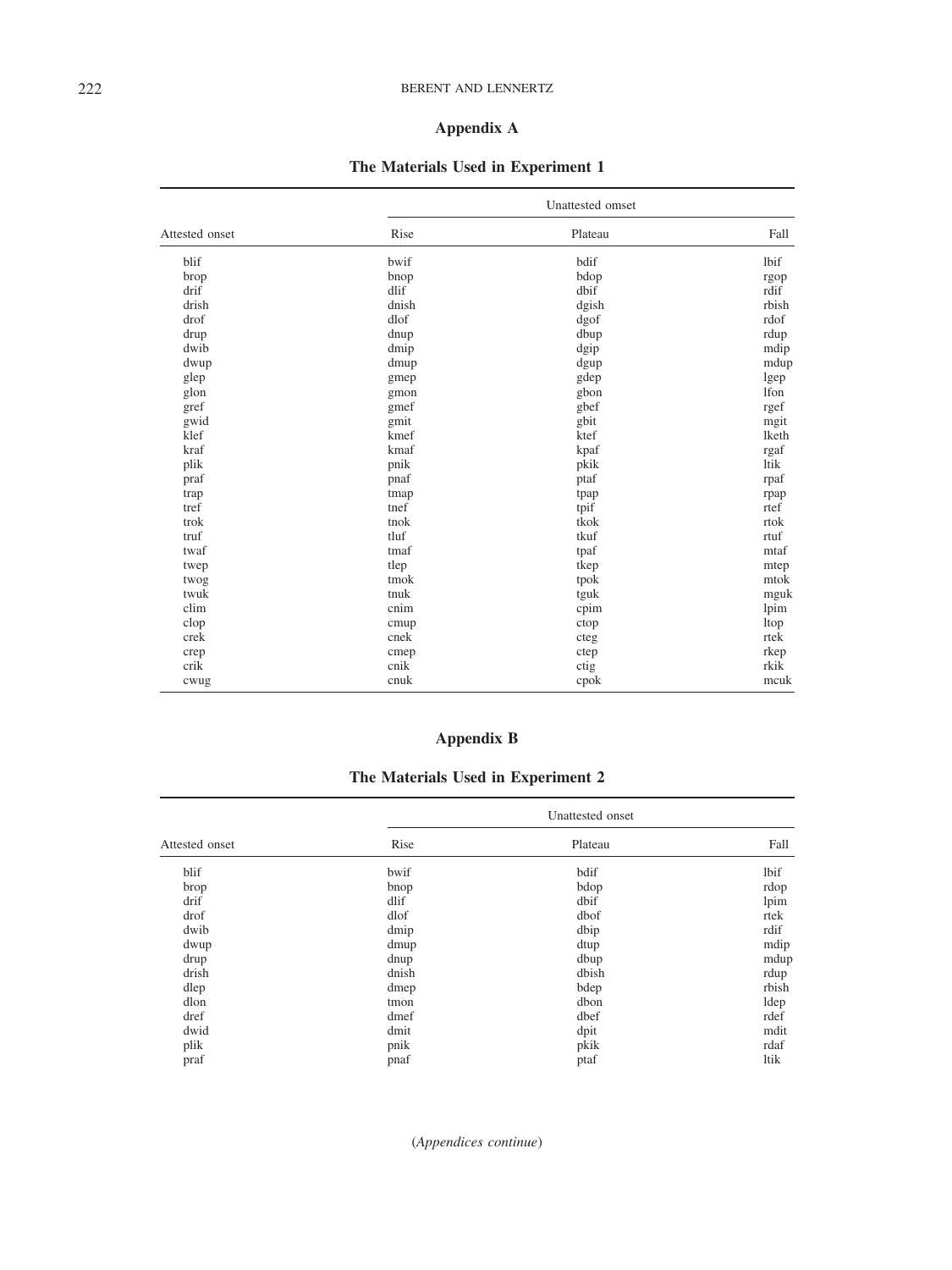## Appendix A

### The Materials Used in Experiment 1

| Attested onset | Unattested omset | | |
|---|---|---|---|
| | Rise | Plateau | Fall |
| blif | bwif | bdif | lbif |
| brop | bnop | bdop | rgop |
| drif | dlif | dbif | rdif |
| drish | dnish | dgish | rbish |
| drof | dlof | dgof | rdof |
| drup | dnup | dbup | rdup |
| dwib | dmip | dgip | mdip |
| dwup | dmup | dgup | mdup |
| glep | gmep | gdep | lgep |
| glon | gmon | gbon | lfon |
| gref | gmef | gbef | rgef |
| gwid | gmit | gbit | mgit |
| klef | kmef | ktef | lketh |
| kraf | kmaf | kpaf | rgaf |
| plik | pnik | pkik | ltik |
| praf | pnaf | ptaf | rpaf |
| trap | tmap | tpap | rpap |
| tref | tnef | tpif | rtef |
| trok | tnok | tkok | rtok |
| truf | tluf | tkuf | rtuf |
| twaf | tmaf | tpaf | mtaf |
| twep | tlep | tkep | mtep |
| twog | tmok | tpok | mtok |
| twuk | tnuk | tguk | mguk |
| clim | cnim | cpim | lpim |
| clop | cmup | ctop | ltop |
| crek | cnek | cteg | rtek |
| crep | cmep | ctep | rkep |
| crik | cnik | ctig | rkik |
| cwug | cnuk | cpok | mcuk |

## Appendix B

### The Materials Used in Experiment 2

| Attested onset | Unattested onset | | |
|---|---|---|---|
| | Rise | Plateau | Fall |
| blif | bwif | bdif | lbif |
| brop | bnop | bdop | rdop |
| drif | dlif | dbif | lpim |
| drof | dlof | dbof | rtek |
| dwib | dmip | dbip | rdif |
| dwup | dmup | dtup | mdip |
| drup | dnup | dbup | mdup |
| drish | dnish | dbish | rdup |
| dlep | dmep | bdep | rbish |
| dlon | tmon | dbon | ldep |
| dref | dmef | dbef | rdef |
| dwid | dmit | dpit | mdit |
| plik | pnik | pkik | rdaf |
| praf | pnaf | ptaf | ltik |

(*Appendices continue*)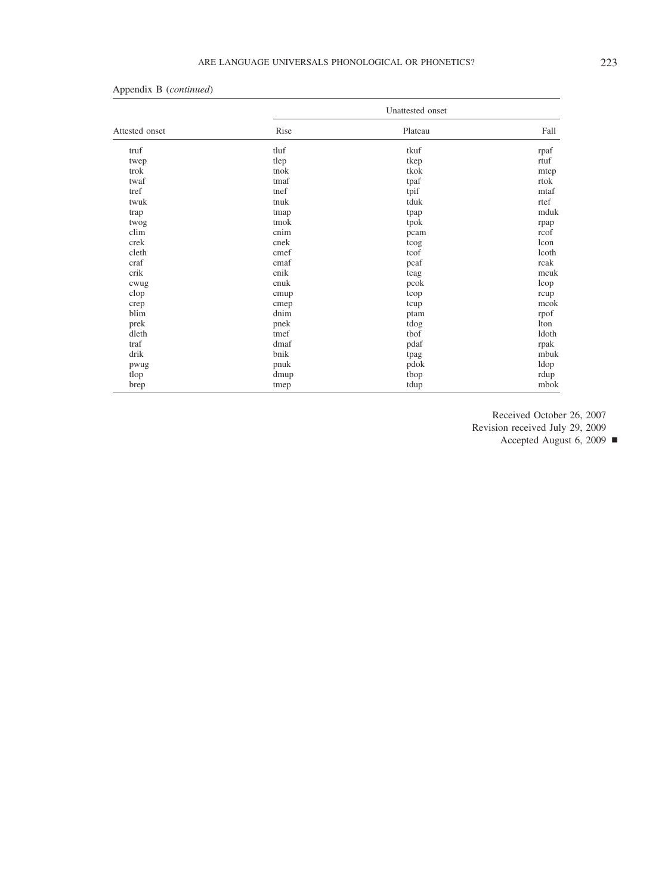Appendix B (*continued*)

| Attested onset | Unattested onset | | |
| --- | --- | --- | --- |
| | Rise | Plateau | Fall |
| truf | tluf | tkuf | rpaf |
| twep | tlep | tkep | rtuf |
| trok | tnok | tkok | mtep |
| twaf | tmaf | tpaf | rtok |
| tref | tnef | tpif | mtaf |
| twuk | tnuk | tduk | rtef |
| trap | tmap | tpap | mduk |
| twog | tmok | tpok | rpap |
| clim | cnim | pcam | rcof |
| crek | cnek | tcog | lcon |
| cleth | cmef | tcof | lcoth |
| craf | cmaf | pcaf | rcak |
| crik | cnik | tcag | mcuk |
| cwug | cnuk | pcok | lcop |
| clop | cmup | tcop | rcup |
| crep | cmep | tcup | mcok |
| blim | dnim | ptam | rpof |
| prek | pnek | tdog | lton |
| dleth | tmef | tbof | ldoth |
| traf | dmaf | pdaf | rpak |
| drik | bnik | tpag | mbuk |
| pwug | pnuk | pdok | ldop |
| tlop | dmup | tbop | rdup |
| brep | tmep | tdup | mbok |

Received October 26, 2007
Revision received July 29, 2009
Accepted August 6, 2009 ■